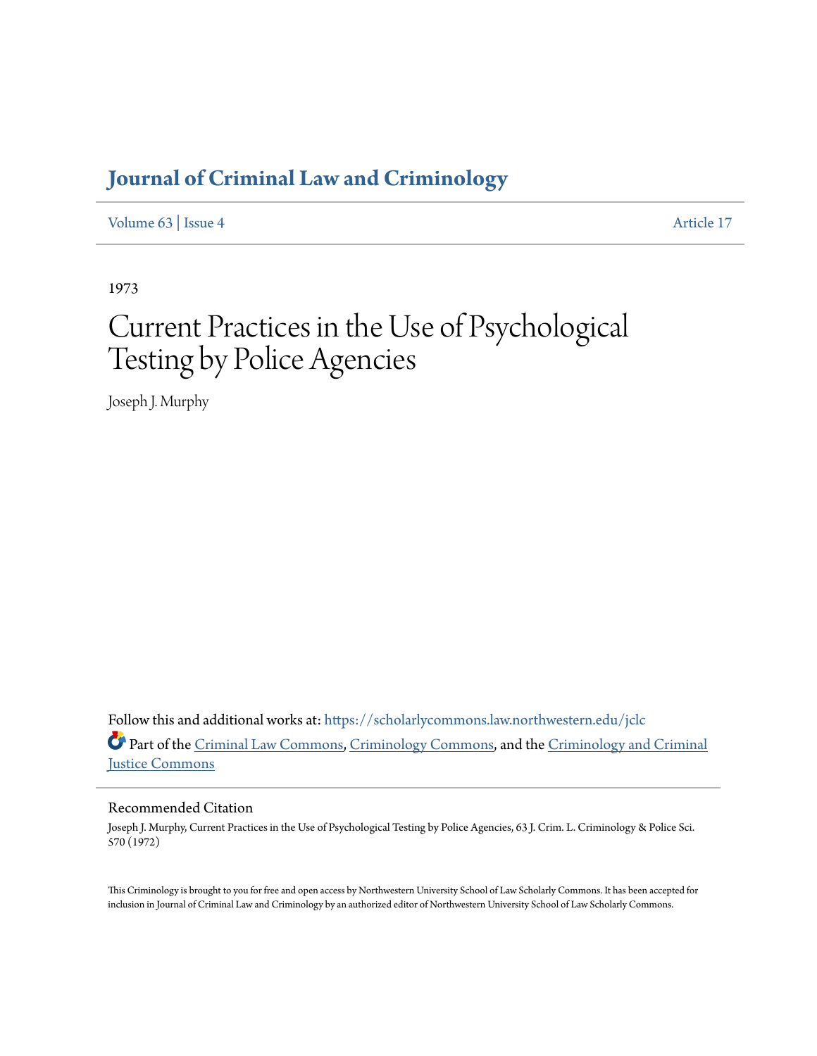# Journal of Criminal Law and Criminology

Volume 63 | Issue 4 Article 17

1973

# Current Practices in the Use of Psychological Testing by Police Agencies

Joseph J. Murphy

Follow this and additional works at: https://scholarlycommons.law.northwestern.edu/jclc

Part of the Criminal Law Commons, Criminology Commons, and the Criminology and Criminal Justice Commons

## Recommended Citation

Joseph J. Murphy, Current Practices in the Use of Psychological Testing by Police Agencies, 63 J. Crim. L. Criminology & Police Sci. 570 (1972)

This Criminology is brought to you for free and open access by Northwestern University School of Law Scholarly Commons. It has been accepted for inclusion in Journal of Criminal Law and Criminology by an authorized editor of Northwestern University School of Law Scholarly Commons.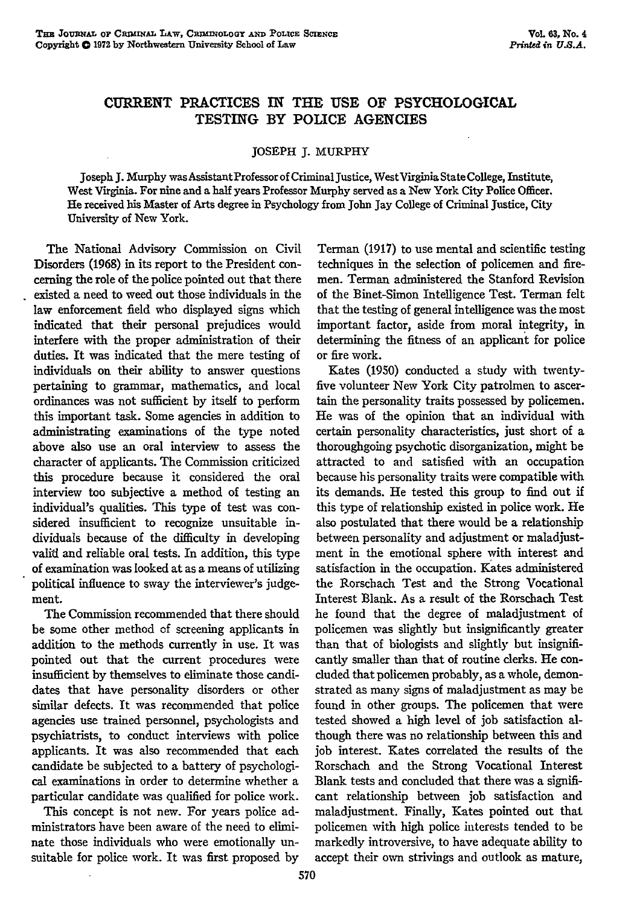# CURRENT PRACTICES IN THE USE OF PSYCHOLOGICAL TESTING BY POLICE AGENCIES

JOSEPH J. MURPHY

Joseph J. Murphy was Assistant Professor of Criminal Justice, West Virginia State College, Institute, West Virginia. For nine and a half years Professor Murphy served as a New York City Police Officer. He received his Master of Arts degree in Psychology from John Jay College of Criminal Justice, City University of New York.

The National Advisory Commission on Civil Disorders (1968) in its report to the President concerning the role of the police pointed out that there existed a need to weed out those individuals in the law enforcement field who displayed signs which indicated that their personal prejudices would interfere with the proper administration of their duties. It was indicated that the mere testing of individuals on their ability to answer questions pertaining to grammar, mathematics, and local ordinances was not sufficient by itself to perform this important task. Some agencies in addition to administrating examinations of the type noted above also use an oral interview to assess the character of applicants. The Commission criticized this procedure because it considered the oral interview too subjective a method of testing an individual's qualities. This type of test was considered insufficient to recognize unsuitable individuals because of the difficulty in developing valid and reliable oral tests. In addition, this type of examination was looked at as a means of utilizing political influence to sway the interviewer's judgement.

The Commission recommended that there should be some other method of screening applicants in addition to the methods currently in use. It was pointed out that the current procedures were insufficient by themselves to eliminate those candidates that have personality disorders or other similar defects. It was recommended that police agencies use trained personnel, psychologists and psychiatrists, to conduct interviews with police applicants. It was also recommended that each candidate be subjected to a battery of psychological examinations in order to determine whether a particular candidate was qualified for police work.

This concept is not new. For years police administrators have been aware of the need to eliminate those individuals who were emotionally unsuitable for police work. It was first proposed by Terman (1917) to use mental and scientific testing techniques in the selection of policemen and firemen. Terman administered the Stanford Revision of the Binet-Simon Intelligence Test. Terman felt that the testing of general intelligence was the most important factor, aside from moral integrity, in determining the fitness of an applicant for police or fire work.

Kates (1950) conducted a study with twenty-five volunteer New York City patrolmen to ascertain the personality traits possessed by policemen. He was of the opinion that an individual with certain personality characteristics, just short of a thoroughgoing psychotic disorganization, might be attracted to and satisfied with an occupation because his personality traits were compatible with its demands. He tested this group to find out if this type of relationship existed in police work. He also postulated that there would be a relationship between personality and adjustment or maladjustment in the emotional sphere with interest and satisfaction in the occupation. Kates administered the Rorschach Test and the Strong Vocational Interest Blank. As a result of the Rorschach Test he found that the degree of maladjustment of policemen was slightly but insignificantly greater than that of biologists and slightly but insignificantly smaller than that of routine clerks. He concluded that policemen probably, as a whole, demonstrated as many signs of maladjustment as may be found in other groups. The policemen that were tested showed a high level of job satisfaction although there was no relationship between this and job interest. Kates correlated the results of the Rorschach and the Strong Vocational Interest Blank tests and concluded that there was a significant relationship between job satisfaction and maladjustment. Finally, Kates pointed out that policemen with high police interests tended to be markedly introversive, to have adequate ability to accept their own strivings and outlook as mature,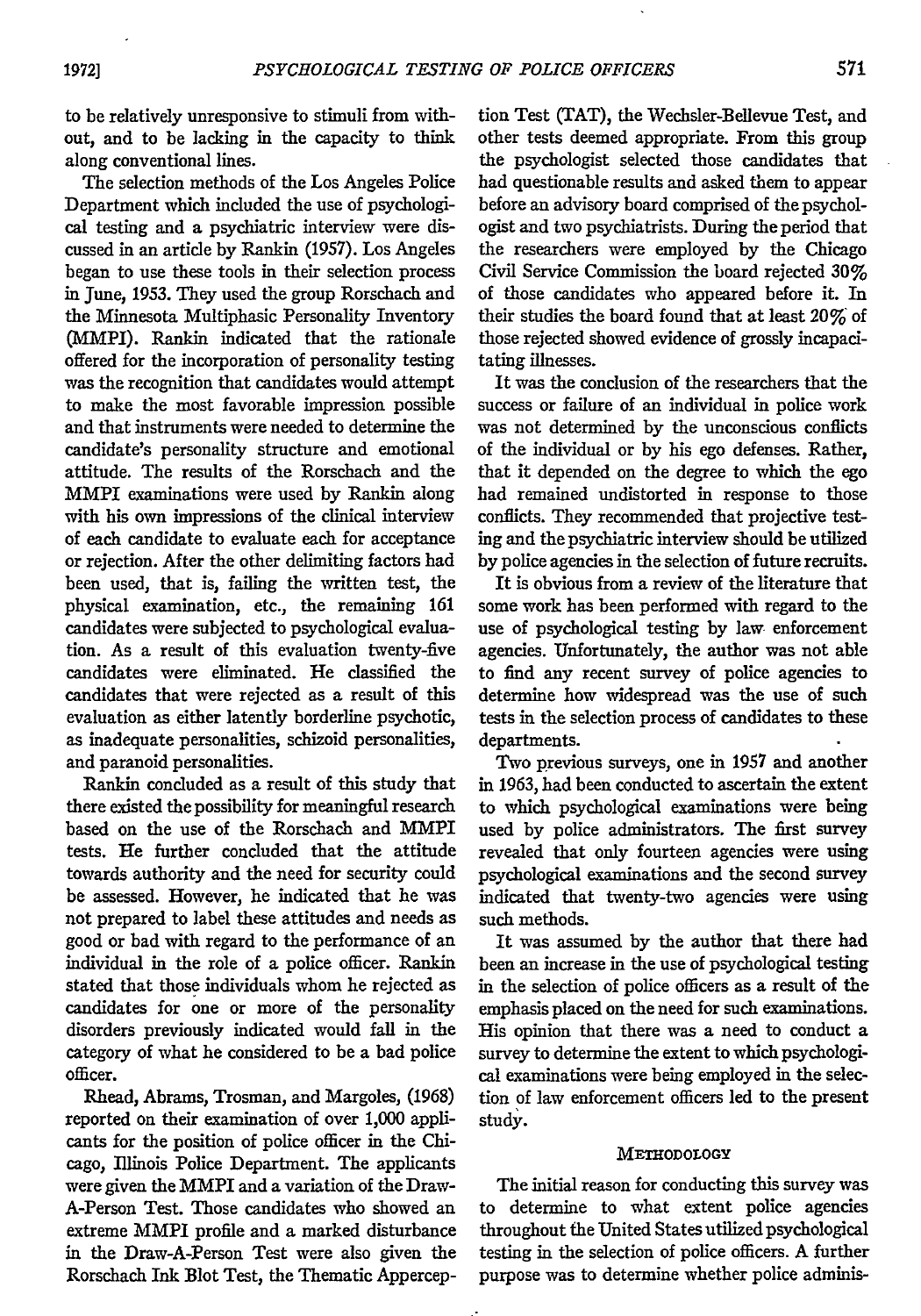to be relatively unresponsive to stimuli from without, and to be lacking in the capacity to think along conventional lines.

The selection methods of the Los Angeles Police Department which included the use of psychological testing and a psychiatric interview were discussed in an article by Rankin (1957). Los Angeles began to use these tools in their selection process in June, 1953. They used the group Rorschach and the Minnesota Multiphasic Personality Inventory (MMPI). Rankin indicated that the rationale offered for the incorporation of personality testing was the recognition that candidates would attempt to make the most favorable impression possible and that instruments were needed to determine the candidate's personality structure and emotional attitude. The results of the Rorschach and the MMPI examinations were used by Rankin along with his own impressions of the clinical interview of each candidate to evaluate each for acceptance or rejection. After the other delimiting factors had been used, that is, failing the written test, the physical examination, etc., the remaining 161 candidates were subjected to psychological evaluation. As a result of this evaluation twenty-five candidates were eliminated. He classified the candidates that were rejected as a result of this evaluation as either latently borderline psychotic, as inadequate personalities, schizoid personalities, and paranoid personalities.

Rankin concluded as a result of this study that there existed the possibility for meaningful research based on the use of the Rorschach and MMPI tests. He further concluded that the attitude towards authority and the need for security could be assessed. However, he indicated that he was not prepared to label these attitudes and needs as good or bad with regard to the performance of an individual in the role of a police officer. Rankin stated that those individuals whom he rejected as candidates for one or more of the personality disorders previously indicated would fall in the category of what he considered to be a bad police officer.

Rhead, Abrams, Trosman, and Margoles, (1968) reported on their examination of over 1,000 applicants for the position of police officer in the Chicago, Illinois Police Department. The applicants were given the MMPI and a variation of the Draw-A-Person Test. Those candidates who showed an extreme MMPI profile and a marked disturbance in the Draw-A-Person Test were also given the Rorschach Ink Blot Test, the Thematic Apperception Test (TAT), the Wechsler-Bellevue Test, and other tests deemed appropriate. From this group the psychologist selected those candidates that had questionable results and asked them to appear before an advisory board comprised of the psychologist and two psychiatrists. During the period that the researchers were employed by the Chicago Civil Service Commission the board rejected 30% of those candidates who appeared before it. In their studies the board found that at least 20% of those rejected showed evidence of grossly incapacitating illnesses.

It was the conclusion of the researchers that the success or failure of an individual in police work was not determined by the unconscious conflicts of the individual or by his ego defenses. Rather, that it depended on the degree to which the ego had remained undistorted in response to those conflicts. They recommended that projective testing and the psychiatric interview should be utilized by police agencies in the selection of future recruits.

It is obvious from a review of the literature that some work has been performed with regard to the use of psychological testing by law enforcement agencies. Unfortunately, the author was not able to find any recent survey of police agencies to determine how widespread was the use of such tests in the selection process of candidates to these departments.

Two previous surveys, one in 1957 and another in 1963, had been conducted to ascertain the extent to which psychological examinations were being used by police administrators. The first survey revealed that only fourteen agencies were using psychological examinations and the second survey indicated that twenty-two agencies were using such methods.

It was assumed by the author that there had been an increase in the use of psychological testing in the selection of police officers as a result of the emphasis placed on the need for such examinations. His opinion that there was a need to conduct a survey to determine the extent to which psychological examinations were being employed in the selection of law enforcement officers led to the present study.

## METHODOLOGY

The initial reason for conducting this survey was to determine to what extent police agencies throughout the United States utilized psychological testing in the selection of police officers. A further purpose was to determine whether police adminis-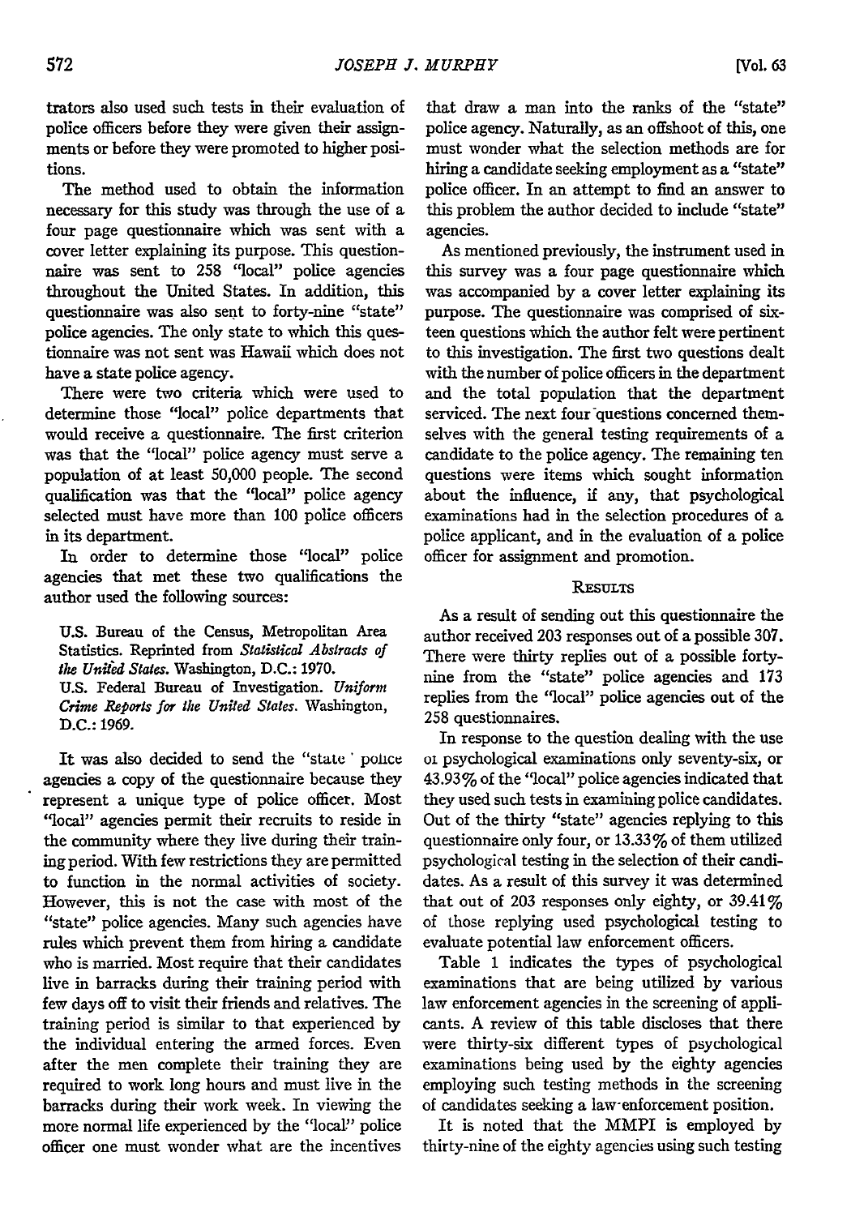trators also used such tests in their evaluation of police officers before they were given their assignments or before they were promoted to higher positions.

The method used to obtain the information necessary for this study was through the use of a four page questionnaire which was sent with a cover letter explaining its purpose. This questionnaire was sent to 258 "local" police agencies throughout the United States. In addition, this questionnaire was also sent to forty-nine "state" police agencies. The only state to which this questionnaire was not sent was Hawaii which does not have a state police agency.

There were two criteria which were used to determine those "local" police departments that would receive a questionnaire. The first criterion was that the "local" police agency must serve a population of at least 50,000 people. The second qualification was that the "local" police agency selected must have more than 100 police officers in its department.

In order to determine those "local" police agencies that met these two qualifications the author used the following sources:

> U.S. Bureau of the Census, Metropolitan Area Statistics. Reprinted from *Statistical Abstracts of the United States*. Washington, D.C.: 1970.
> U.S. Federal Bureau of Investigation. *Uniform Crime Reports for the United States*. Washington, D.C.: 1969.

It was also decided to send the "state" police agencies a copy of the questionnaire because they represent a unique type of police officer. Most "local" agencies permit their recruits to reside in the community where they live during their training period. With few restrictions they are permitted to function in the normal activities of society. However, this is not the case with most of the "state" police agencies. Many such agencies have rules which prevent them from hiring a candidate who is married. Most require that their candidates live in barracks during their training period with few days off to visit their friends and relatives. The training period is similar to that experienced by the individual entering the armed forces. Even after the men complete their training they are required to work long hours and must live in the barracks during their work week. In viewing the more normal life experienced by the "local" police officer one must wonder what are the incentives that draw a man into the ranks of the "state" police agency. Naturally, as an offshoot of this, one must wonder what the selection methods are for hiring a candidate seeking employment as a "state" police officer. In an attempt to find an answer to this problem the author decided to include "state" agencies.

As mentioned previously, the instrument used in this survey was a four page questionnaire which was accompanied by a cover letter explaining its purpose. The questionnaire was comprised of sixteen questions which the author felt were pertinent to this investigation. The first two questions dealt with the number of police officers in the department and the total population that the department serviced. The next four questions concerned themselves with the general testing requirements of a candidate to the police agency. The remaining ten questions were items which sought information about the influence, if any, that psychological examinations had in the selection procedures of a police applicant, and in the evaluation of a police officer for assignment and promotion.

## Results

As a result of sending out this questionnaire the author received 203 responses out of a possible 307. There were thirty replies out of a possible forty-nine from the "state" police agencies and 173 replies from the "local" police agencies out of the 258 questionnaires.

In response to the question dealing with the use of psychological examinations only seventy-six, or 43.93% of the "local" police agencies indicated that they used such tests in examining police candidates. Out of the thirty "state" agencies replying to this questionnaire only four, or 13.33% of them utilized psychological testing in the selection of their candidates. As a result of this survey it was determined that out of 203 responses only eighty, or 39.41% of those replying used psychological testing to evaluate potential law enforcement officers.

Table 1 indicates the types of psychological examinations that are being utilized by various law enforcement agencies in the screening of applicants. A review of this table discloses that there were thirty-six different types of psychological examinations being used by the eighty agencies employing such testing methods in the screening of candidates seeking a law-enforcement position.

It is noted that the MMPI is employed by thirty-nine of the eighty agencies using such testing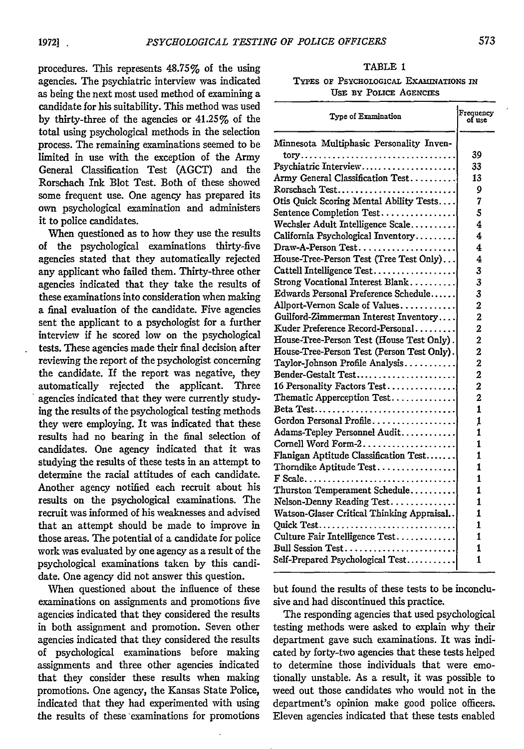procedures. This represents 48.75% of the using agencies. The psychiatric interview was indicated as being the next most used method of examining a candidate for his suitability. This method was used by thirty-three of the agencies or 41.25% of the total using psychological methods in the selection process. The remaining examinations seemed to be limited in use with the exception of the Army General Classification Test (AGCT) and the Rorschach Ink Blot Test. Both of these showed some frequent use. One agency has prepared its own psychological examination and administers it to police candidates.

When questioned as to how they use the results of the psychological examinations thirty-five agencies stated that they automatically rejected any applicant who failed them. Thirty-three other agencies indicated that they take the results of these examinations into consideration when making a final evaluation of the candidate. Five agencies sent the applicant to a psychologist for a further interview if he scored low on the psychological tests. These agencies made their final decision after reviewing the report of the psychologist concerning the candidate. If the report was negative, they automatically rejected the applicant. Three agencies indicated that they were currently studying the results of the psychological testing methods they were employing. It was indicated that these results had no bearing in the final selection of candidates. One agency indicated that it was studying the results of these tests in an attempt to determine the racial attitudes of each candidate. Another agency notified each recruit about his results on the psychological examinations. The recruit was informed of his weaknesses and advised that an attempt should be made to improve in those areas. The potential of a candidate for police work was evaluated by one agency as a result of the psychological examinations taken by this candidate. One agency did not answer this question.

When questioned about the influence of these examinations on assignments and promotions five agencies indicated that they considered the results in both assignment and promotion. Seven other agencies indicated that they considered the results of psychological examinations before making assignments and three other agencies indicated that they consider these results when making promotions. One agency, the Kansas State Police, indicated that they had experimented with using the results of these examinations for promotions but found the results of these tests to be inconclusive and had discontinued this practice.

The responding agencies that used psychological testing methods were asked to explain why their department gave such examinations. It was indicated by forty-two agencies that these tests helped to determine those individuals that were emotionally unstable. As a result, it was possible to weed out those candidates who would not in the department's opinion make good police officers. Eleven agencies indicated that these tests enabled

TABLE 1

TYPES OF PSYCHOLOGICAL EXAMINATIONS IN USE BY POLICE AGENCIES

| Type of Examination | Frequency of use |
|---|---|
| Minnesota Multiphasic Personality Inventory | 39 |
| Psychiatric Interview | 33 |
| Army General Classification Test | 13 |
| Rorschach Test | 9 |
| Otis Quick Scoring Mental Ability Tests | 7 |
| Sentence Completion Test | 5 |
| Wechsler Adult Intelligence Scale | 4 |
| California Psychological Inventory | 4 |
| Draw-A-Person Test | 4 |
| House-Tree-Person Test (Tree Test Only) | 4 |
| Cattell Intelligence Test | 3 |
| Strong Vocational Interest Blank | 3 |
| Edwards Personal Preference Schedule | 3 |
| Allport-Vernon Scale of Values | 2 |
| Guilford-Zimmerman Interest Inventory | 2 |
| Kuder Preference Record-Personal | 2 |
| House-Tree-Person Test (House Test Only) | 2 |
| House-Tree-Person Test (Person Test Only) | 2 |
| Taylor-Johnson Profile Analysis | 2 |
| Bender-Gestalt Test | 2 |
| 16 Personality Factors Test | 2 |
| Thematic Apperception Test | 2 |
| Beta Test | 1 |
| Gordon Personal Profile | 1 |
| Adams-Tepley Personnel Audit | 1 |
| Cornell Word Form-2 | 1 |
| Flanigan Aptitude Classification Test | 1 |
| Thorndike Aptitude Test | 1 |
| F Scale | 1 |
| Thurston Temperament Schedule | 1 |
| Nelson-Denny Reading Test | 1 |
| Watson-Glaser Critical Thinking Appraisal | 1 |
| Quick Test | 1 |
| Culture Fair Intelligence Test | 1 |
| Bull Session Test | 1 |
| Self-Prepared Psychological Test | 1 |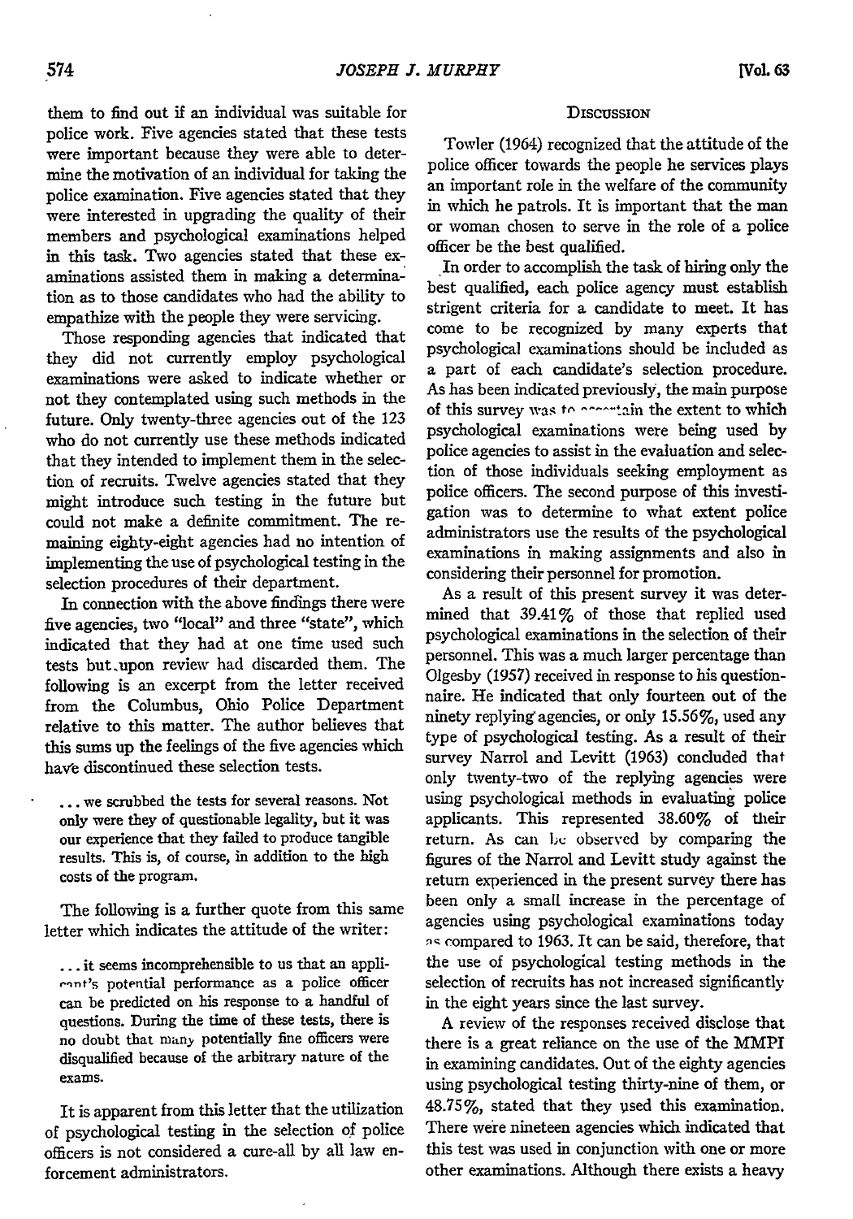them to find out if an individual was suitable for police work. Five agencies stated that these tests were important because they were able to determine the motivation of an individual for taking the police examination. Five agencies stated that they were interested in upgrading the quality of their members and psychological examinations helped in this task. Two agencies stated that these examinations assisted them in making a determination as to those candidates who had the ability to empathize with the people they were servicing.

Those responding agencies that indicated that they did not currently employ psychological examinations were asked to indicate whether or not they contemplated using such methods in the future. Only twenty-three agencies out of the 123 who do not currently use these methods indicated that they intended to implement them in the selection of recruits. Twelve agencies stated that they might introduce such testing in the future but could not make a definite commitment. The remaining eighty-eight agencies had no intention of implementing the use of psychological testing in the selection procedures of their department.

In connection with the above findings there were five agencies, two "local" and three "state", which indicated that they had at one time used such tests but upon review had discarded them. The following is an excerpt from the letter received from the Columbus, Ohio Police Department relative to this matter. The author believes that this sums up the feelings of the five agencies which have discontinued these selection tests.

> ... we scrubbed the tests for several reasons. Not only were they of questionable legality, but it was our experience that they failed to produce tangible results. This is, of course, in addition to the high costs of the program.

The following is a further quote from this same letter which indicates the attitude of the writer:

> ... it seems incomprehensible to us that an applicant's potential performance as a police officer can be predicted on his response to a handful of questions. During the time of these tests, there is no doubt that many potentially fine officers were disqualified because of the arbitrary nature of the exams.

It is apparent from this letter that the utilization of psychological testing in the selection of police officers is not considered a cure-all by all law enforcement administrators.

## Discussion

Towler (1964) recognized that the attitude of the police officer towards the people he services plays an important role in the welfare of the community in which he patrols. It is important that the man or woman chosen to serve in the role of a police officer be the best qualified.

In order to accomplish the task of hiring only the best qualified, each police agency must establish strigent criteria for a candidate to meet. It has come to be recognized by many experts that psychological examinations should be included as a part of each candidate's selection procedure. As has been indicated previously, the main purpose of this survey was to ascertain the extent to which psychological examinations were being used by police agencies to assist in the evaluation and selection of those individuals seeking employment as police officers. The second purpose of this investigation was to determine to what extent police administrators use the results of the psychological examinations in making assignments and also in considering their personnel for promotion.

As a result of this present survey it was determined that 39.41% of those that replied used psychological examinations in the selection of their personnel. This was a much larger percentage than Olgesby (1957) received in response to his questionnaire. He indicated that only fourteen out of the ninety replying agencies, or only 15.56%, used any type of psychological testing. As a result of their survey Narrol and Levitt (1963) concluded that only twenty-two of the replying agencies were using psychological methods in evaluating police applicants. This represented 38.60% of their return. As can be observed by comparing the figures of the Narrol and Levitt study against the return experienced in the present survey there has been only a small increase in the percentage of agencies using psychological examinations today as compared to 1963. It can be said, therefore, that the use of psychological testing methods in the selection of recruits has not increased significantly in the eight years since the last survey.

A review of the responses received disclose that there is a great reliance on the use of the MMPI in examining candidates. Out of the eighty agencies using psychological testing thirty-nine of them, or 48.75%, stated that they used this examination. There were nineteen agencies which indicated that this test was used in conjunction with one or more other examinations. Although there exists a heavy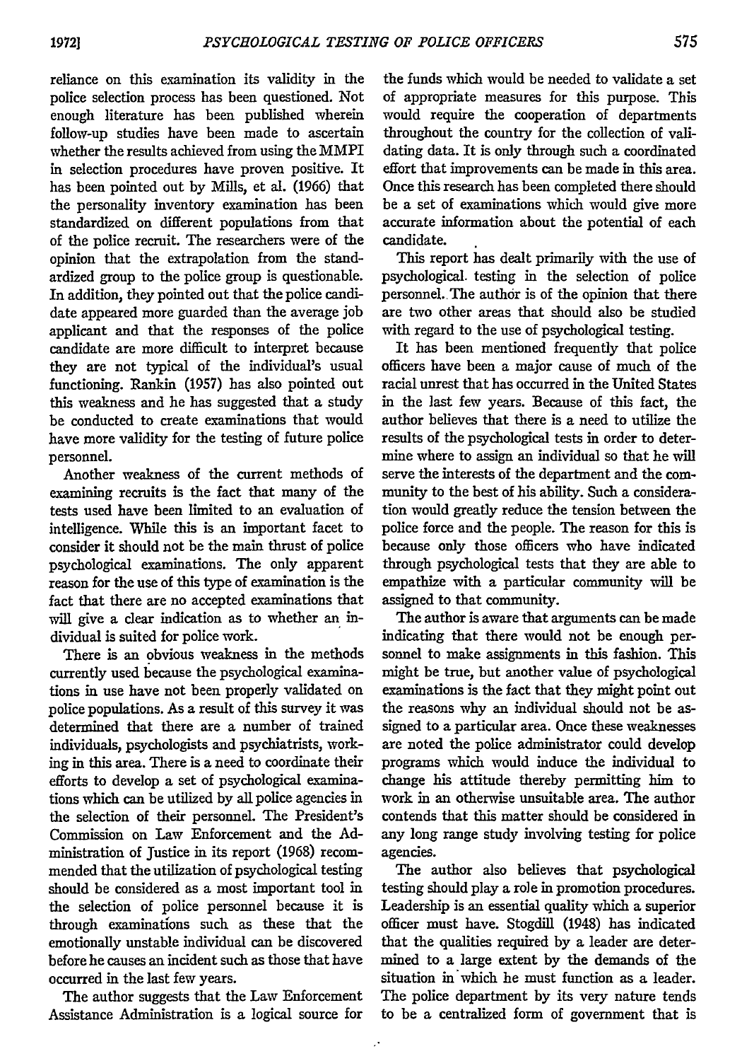reliance on this examination its validity in the police selection process has been questioned. Not enough literature has been published wherein follow-up studies have been made to ascertain whether the results achieved from using the MMPI in selection procedures have proven positive. It has been pointed out by Mills, et al. (1966) that the personality inventory examination has been standardized on different populations from that of the police recruit. The researchers were of the opinion that the extrapolation from the standardized group to the police group is questionable. In addition, they pointed out that the police candidate appeared more guarded than the average job applicant and that the responses of the police candidate are more difficult to interpret because they are not typical of the individual's usual functioning. Rankin (1957) has also pointed out this weakness and he has suggested that a study be conducted to create examinations that would have more validity for the testing of future police personnel.

Another weakness of the current methods of examining recruits is the fact that many of the tests used have been limited to an evaluation of intelligence. While this is an important facet to consider it should not be the main thrust of police psychological examinations. The only apparent reason for the use of this type of examination is the fact that there are no accepted examinations that will give a clear indication as to whether an individual is suited for police work.

There is an obvious weakness in the methods currently used because the psychological examinations in use have not been properly validated on police populations. As a result of this survey it was determined that there are a number of trained individuals, psychologists and psychiatrists, working in this area. There is a need to coordinate their efforts to develop a set of psychological examinations which can be utilized by all police agencies in the selection of their personnel. The President's Commission on Law Enforcement and the Administration of Justice in its report (1968) recommended that the utilization of psychological testing should be considered as a most important tool in the selection of police personnel because it is through examinations such as these that the emotionally unstable individual can be discovered before he causes an incident such as those that have occurred in the last few years.

The author suggests that the Law Enforcement Assistance Administration is a logical source for the funds which would be needed to validate a set of appropriate measures for this purpose. This would require the cooperation of departments throughout the country for the collection of validating data. It is only through such a coordinated effort that improvements can be made in this area. Once this research has been completed there should be a set of examinations which would give more accurate information about the potential of each candidate.

This report has dealt primarily with the use of psychological testing in the selection of police personnel. The author is of the opinion that there are two other areas that should also be studied with regard to the use of psychological testing.

It has been mentioned frequently that police officers have been a major cause of much of the racial unrest that has occurred in the United States in the last few years. Because of this fact, the author believes that there is a need to utilize the results of the psychological tests in order to determine where to assign an individual so that he will serve the interests of the department and the community to the best of his ability. Such a consideration would greatly reduce the tension between the police force and the people. The reason for this is because only those officers who have indicated through psychological tests that they are able to empathize with a particular community will be assigned to that community.

The author is aware that arguments can be made indicating that there would not be enough personnel to make assignments in this fashion. This might be true, but another value of psychological examinations is the fact that they might point out the reasons why an individual should not be assigned to a particular area. Once these weaknesses are noted the police administrator could develop programs which would induce the individual to change his attitude thereby permitting him to work in an otherwise unsuitable area. The author contends that this matter should be considered in any long range study involving testing for police agencies.

The author also believes that psychological testing should play a role in promotion procedures. Leadership is an essential quality which a superior officer must have. Stogdill (1948) has indicated that the qualities required by a leader are determined to a large extent by the demands of the situation in which he must function as a leader. The police department by its very nature tends to be a centralized form of government that is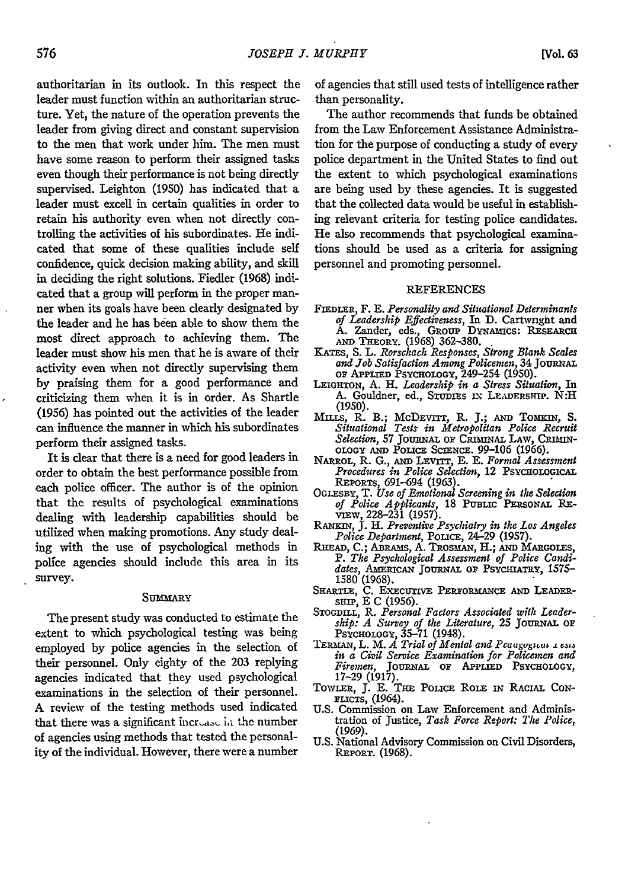authoritarian in its outlook. In this respect the leader must function within an authoritarian structure. Yet, the nature of the operation prevents the leader from giving direct and constant supervision to the men that work under him. The men must have some reason to perform their assigned tasks even though their performance is not being directly supervised. Leighton (1950) has indicated that a leader must excell in certain qualities in order to retain his authority even when not directly controlling the activities of his subordinates. He indicated that some of these qualities include self confidence, quick decision making ability, and skill in deciding the right solutions. Fiedler (1968) indicated that a group will perform in the proper manner when its goals have been clearly designated by the leader and he has been able to show them the most direct approach to achieving them. The leader must show his men that he is aware of their activity even when not directly supervising them by praising them for a good performance and criticizing them when it is in order. As Shartle (1956) has pointed out the activities of the leader can influence the manner in which his subordinates perform their assigned tasks.

It is clear that there is a need for good leaders in order to obtain the best performance possible from each police officer. The author is of the opinion that the results of psychological examinations dealing with leadership capabilities should be utilized when making promotions. Any study dealing with the use of psychological methods in police agencies should include this area in its survey.

## SUMMARY

The present study was conducted to estimate the extent to which psychological testing was being employed by police agencies in the selection of their personnel. Only eighty of the 203 replying agencies indicated that they used psychological examinations in the selection of their personnel. A review of the testing methods used indicated that there was a significant increase in the number of agencies using methods that tested the personality of the individual. However, there were a number of agencies that still used tests of intelligence rather than personality.

The author recommends that funds be obtained from the Law Enforcement Assistance Administration for the purpose of conducting a study of every police department in the United States to find out the extent to which psychological examinations are being used by these agencies. It is suggested that the collected data would be useful in establishing relevant criteria for testing police candidates. He also recommends that psychological examinations should be used as a criteria for assigning personnel and promoting personnel.

## REFERENCES

FIEDLER, F. E. *Personality and Situational Determinants of Leadership Effectiveness*, In D. Cartwright and A. Zander, eds., GROUP DYNAMICS: RESEARCH AND THEORY. (1968) 362–380.

KATES, S. L. *Rorschach Responses, Strong Blank Scales and Job Satisfaction Among Policemen*, 34 JOURNAL OF APPLIED PSYCHOLOGY, 249–254 (1950).

LEIGHTON, A. H. *Leadership in a Stress Situation*, In A. Gouldner, ed., STUDIES IN LEADERSHIP. N:H (1950).

MILLS, R. B.; MCDEVITT, R. J.; AND TOMKIN, S. *Situational Tests in Metropolitan Police Recruit Selection*, 57 JOURNAL OF CRIMINAL LAW, CRIMINOLOGY AND POLICE SCIENCE. 99–106 (1966).

NARROL, R. G., AND LEVITT, E. E. *Formal Assessment Procedures in Police Selection*, 12 PSYCHOLOGICAL REPORTS, 691–694 (1963).

OGLESBY, T. *Use of Emotional Screening in the Selection of Police Applicants*, 18 PUBLIC PERSONAL REVIEW, 228–231 (1957).

RANKIN, J. H. *Preventive Psychiatry in the Los Angeles Police Department*, POLICE, 24–29 (1957).

RHEAD, C.; ABRAMS, A. TROSMAN, H.; AND MARGOLES, P. *The Psychological Assessment of Police Candidates*, AMERICAN JOURNAL OF PSYCHIATRY, 1575–1580 (1968).

SHARTLE, C. EXECUTIVE PERFORMANCE AND LEADERSHIP, E C (1956).

STOGDILL, R. *Personal Factors Associated with Leadership: A Survey of the Literature*, 25 JOURNAL OF PSYCHOLOGY, 35–71 (1948).

TERMAN, L. M. *A Trial of Mental and Pedagogical Tests in a Civil Service Examination for Policemen and Firemen*, JOURNAL OF APPLIED PSYCHOLOGY, 17–29 (1917).

TOWLER, J. E. THE POLICE ROLE IN RACIAL CONFLICTS, (1964).

U.S. Commission on Law Enforcement and Administration of Justice, *Task Force Report: The Police*, (1969).

U.S. National Advisory Commission on Civil Disorders, REPORT. (1968).